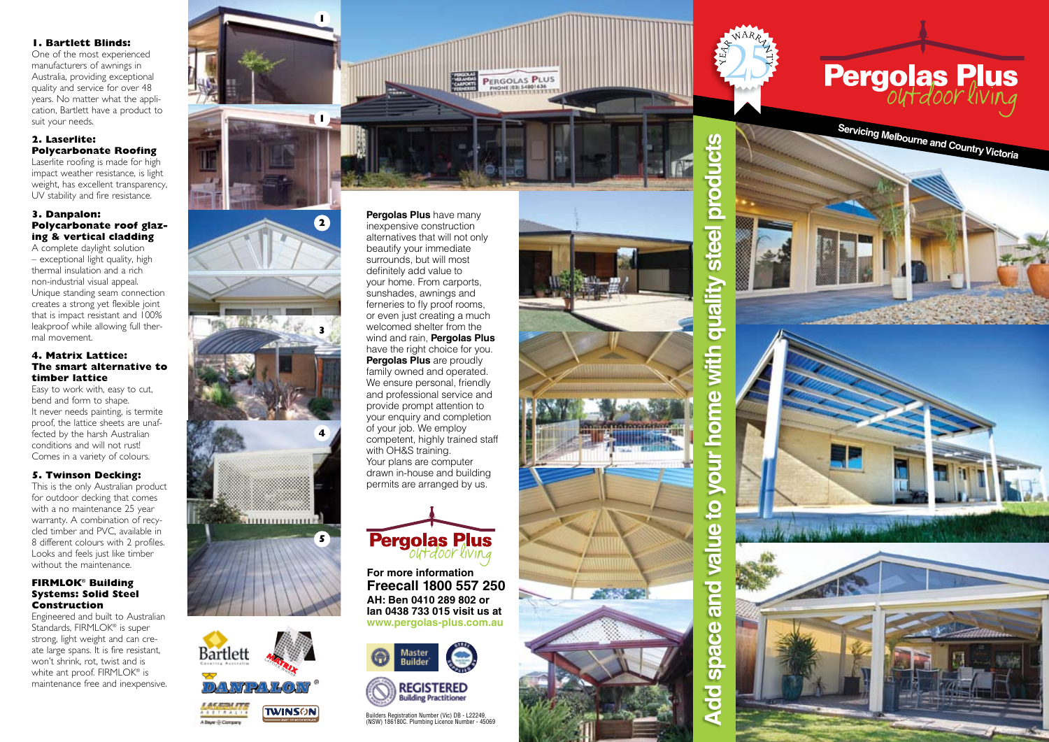# Pergolas Plus

*outdoor living*

**Servicing Melbourne and Country Victoria**

25 YEAR WARRANTY

## Add space and value to your home with quality steel products

### 1. Bartlett Blinds:

One of the most experienced manufacturers of awnings in Australia, providing exceptional quality and service for over 48 years. No matter what the application, Bartlett have a product to suit your needs.

### 2. Laserlite: Polycarbonate Roofing

Laserlite roofing is made for high impact weather resistance, is light weight, has excellent transparency, UV stability and fire resistance.

### 3. Danpalon: Polycarbonate roof glazing & vertical cladding

A complete daylight solution – exceptional light quality, high thermal insulation and a rich non-industrial visual appeal. Unique standing seam connection creates a strong yet flexible joint that is impact resistant and 100% leakproof while allowing full thermal movement.

### 4. Matrix Lattice: The smart alternative to timber lattice

Easy to work with, easy to cut, bend and form to shape. It never needs painting, is termite proof, the lattice sheets are unaffected by the harsh Australian conditions and will not rust! Comes in a variety of colours.

### 5. Twinson Decking:

This is the only Australian product for outdoor decking that comes with a no maintenance 25 year warranty. A combination of recycled timber and PVC, available in 8 different colours with 2 profiles. Looks and feels just like timber without the maintenance.

### FIRMLOK® Building Systems: Solid Steel Construction

Engineered and built to Australian Standards, FIRMLOK® is super strong, light weight and can create large spans. It is fire resistant, won't shrink, rot, twist and is white ant proof. FIRMLOK® is maintenance free and inexpensive.

Bartlett · Matrix · Danpalon · Laserlite · Twinson

**Pergolas Plus** have many inexpensive construction alternatives that will not only beautify your immediate surrounds, but will most definitely add value to your home. From carports, sunshades, awnings and ferneries to fly proof rooms, or even just creating a much welcomed shelter from the wind and rain, **Pergolas Plus** have the right choice for you.
**Pergolas Plus** are proudly family owned and operated. We ensure personal, friendly and professional service and provide prompt attention to your enquiry and completion of your job. We employ competent, highly trained staff with OH&S training.
Your plans are computer drawn in-house and building permits are arranged by us.

**Pergolas Plus** *outdoor living*

**For more information**
**Freecall 1800 557 250**
**AH: Ben 0410 289 802 or Ian 0438 733 015 visit us at**
**www.pergolas-plus.com.au**

Master Builder · REGISTERED Building Practitioner

Builders Registration Number (Vic) DB - L22249, (NSW) 186180C. Plumbing Licence Number - 45069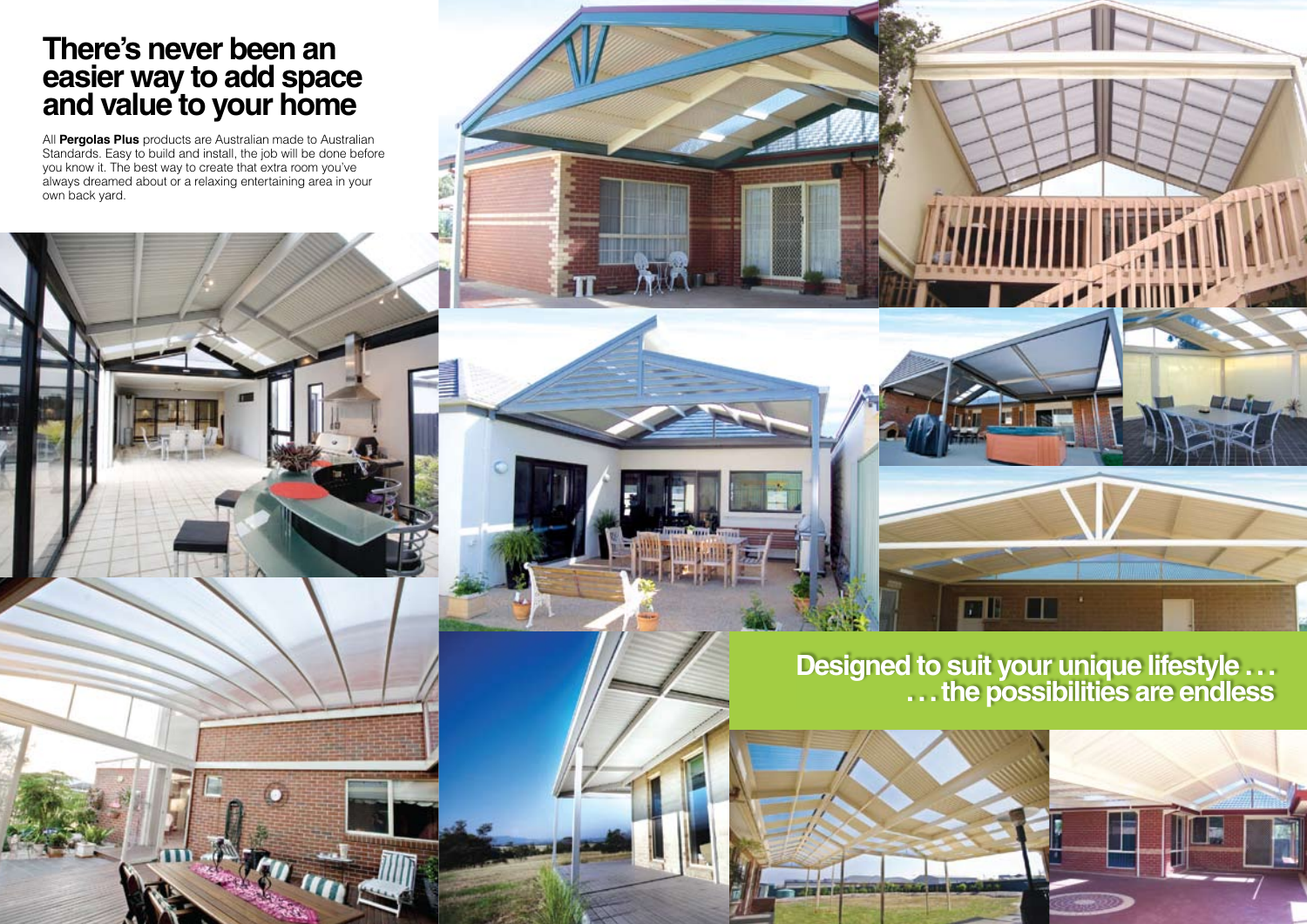# There's never been an easier way to add space and value to your home

All **Pergolas Plus** products are Australian made to Australian Standards. Easy to build and install, the job will be done before you know it. The best way to create that extra room you've always dreamed about or a relaxing entertaining area in your own back yard.

## Designed to suit your unique lifestyle . . . . . . the possibilities are endless